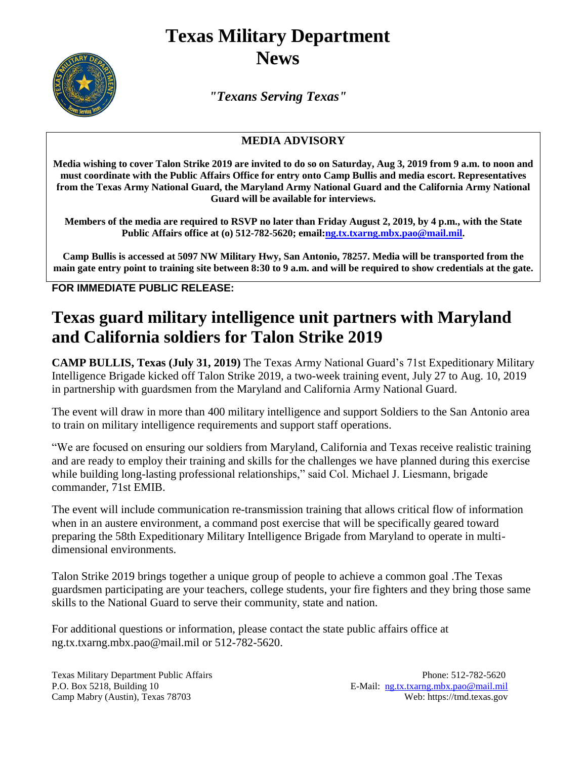# Texas Military Department News

*"Texans Serving Texas"*

## MEDIA ADVISORY

**Media wishing to cover Talon Strike 2019 are invited to do so on Saturday, Aug 3, 2019 from 9 a.m. to noon and must coordinate with the Public Affairs Office for entry onto Camp Bullis and media escort. Representatives from the Texas Army National Guard, the Maryland Army National Guard and the California Army National Guard will be available for interviews.**

**Members of the media are required to RSVP no later than Friday August 2, 2019, by 4 p.m., with the State Public Affairs office at (o) 512-782-5620; email:ng.tx.txarng.mbx.pao@mail.mil.**

**Camp Bullis is accessed at 5097 NW Military Hwy, San Antonio, 78257. Media will be transported from the main gate entry point to training site between 8:30 to 9 a.m. and will be required to show credentials at the gate.**

**FOR IMMEDIATE PUBLIC RELEASE:**

# Texas guard military intelligence unit partners with Maryland and California soldiers for Talon Strike 2019

**CAMP BULLIS, Texas (July 31, 2019)** The Texas Army National Guard's 71st Expeditionary Military Intelligence Brigade kicked off Talon Strike 2019, a two-week training event, July 27 to Aug. 10, 2019 in partnership with guardsmen from the Maryland and California Army National Guard.

The event will draw in more than 400 military intelligence and support Soldiers to the San Antonio area to train on military intelligence requirements and support staff operations.

"We are focused on ensuring our soldiers from Maryland, California and Texas receive realistic training and are ready to employ their training and skills for the challenges we have planned during this exercise while building long-lasting professional relationships," said Col. Michael J. Liesmann, brigade commander, 71st EMIB.

The event will include communication re-transmission training that allows critical flow of information when in an austere environment, a command post exercise that will be specifically geared toward preparing the 58th Expeditionary Military Intelligence Brigade from Maryland to operate in multi-dimensional environments.

Talon Strike 2019 brings together a unique group of people to achieve a common goal .The Texas guardsmen participating are your teachers, college students, your fire fighters and they bring those same skills to the National Guard to serve their community, state and nation.

For additional questions or information, please contact the state public affairs office at ng.tx.txarng.mbx.pao@mail.mil or 512-782-5620.

Texas Military Department Public Affairs
P.O. Box 5218, Building 10
Camp Mabry (Austin), Texas 78703

Phone: 512-782-5620
E-Mail: ng.tx.txarng.mbx.pao@mail.mil
Web: https://tmd.texas.gov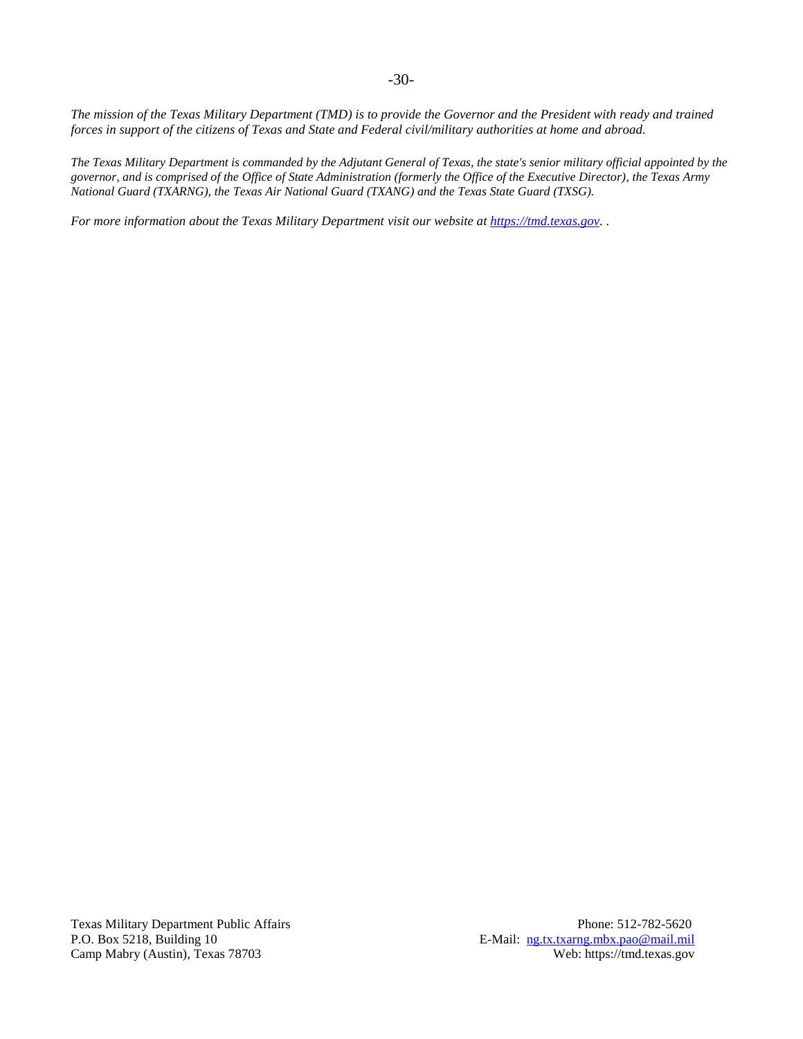-30-

*The mission of the Texas Military Department (TMD) is to provide the Governor and the President with ready and trained forces in support of the citizens of Texas and State and Federal civil/military authorities at home and abroad.*

*The Texas Military Department is commanded by the Adjutant General of Texas, the state's senior military official appointed by the governor, and is comprised of the Office of State Administration (formerly the Office of the Executive Director), the Texas Army National Guard (TXARNG), the Texas Air National Guard (TXANG) and the Texas State Guard (TXSG).*

*For more information about the Texas Military Department visit our website at [https://tmd.texas.gov](https://tmd.texas.gov). .*